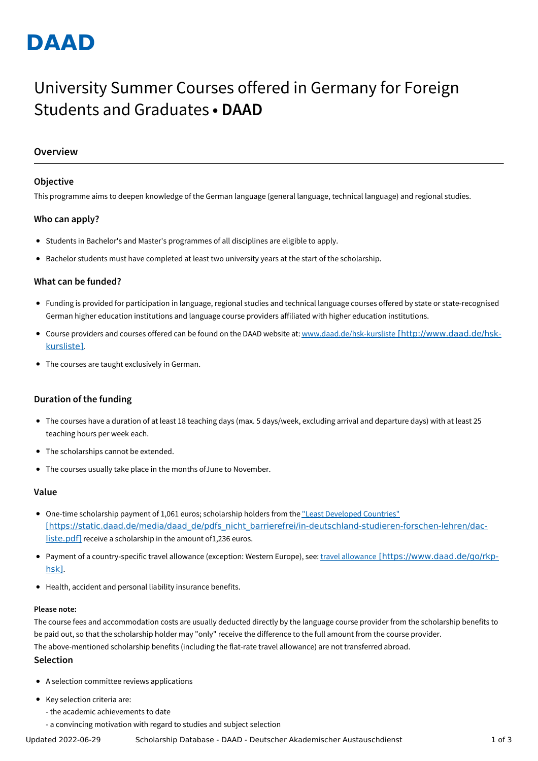# DAAD

# University Summer Courses offered in Germany for Foreign Students and Graduates • **DAAD**

## Overview

### Objective

This programme aims to deepen knowledge of the German language (general language, technical language) and regional studies.

### Who can apply?

- Students in Bachelor's and Master's programmes of all disciplines are eligible to apply.
- Bachelor students must have completed at least two university years at the start of the scholarship.

### What can be funded?

- Funding is provided for participation in language, regional studies and technical language courses offered by state or state-recognised German higher education institutions and language course providers affiliated with higher education institutions.
- Course providers and courses offered can be found on the DAAD website at: www.daad.de/hsk-kursliste [http://www.daad.de/hsk-kursliste].
- The courses are taught exclusively in German.

### Duration of the funding

- The courses have a duration of at least 18 teaching days (max. 5 days/week, excluding arrival and departure days) with at least 25 teaching hours per week each.
- The scholarships cannot be extended.
- The courses usually take place in the months ofJune to November.

### Value

- One-time scholarship payment of 1,061 euros; scholarship holders from the "Least Developed Countries" [https://static.daad.de/media/daad_de/pdfs_nicht_barrierefrei/in-deutschland-studieren-forschen-lehren/dac-liste.pdf] receive a scholarship in the amount of1,236 euros.
- Payment of a country-specific travel allowance (exception: Western Europe), see: travel allowance [https://www.daad.de/go/rkp-hsk].
- Health, accident and personal liability insurance benefits.

**Please note:**

The course fees and accommodation costs are usually deducted directly by the language course provider from the scholarship benefits to be paid out, so that the scholarship holder may "only" receive the difference to the full amount from the course provider.
The above-mentioned scholarship benefits (including the flat-rate travel allowance) are not transferred abroad.

### Selection

- A selection committee reviews applications
- Key selection criteria are:
  - the academic achievements to date
  - a convincing motivation with regard to studies and subject selection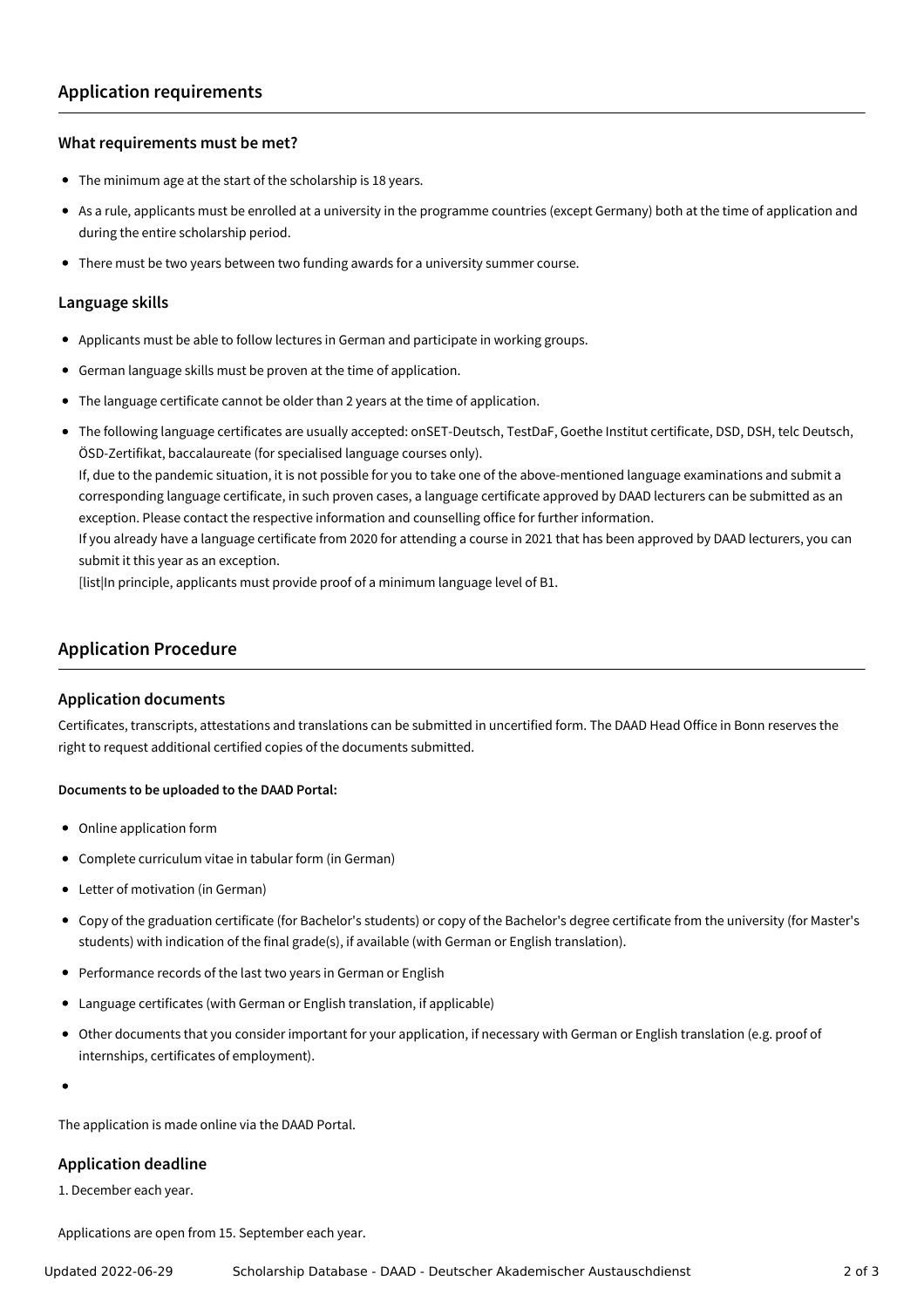## Application requirements

### What requirements must be met?

- The minimum age at the start of the scholarship is 18 years.
- As a rule, applicants must be enrolled at a university in the programme countries (except Germany) both at the time of application and during the entire scholarship period.
- There must be two years between two funding awards for a university summer course.

### Language skills

- Applicants must be able to follow lectures in German and participate in working groups.
- German language skills must be proven at the time of application.
- The language certificate cannot be older than 2 years at the time of application.
- The following language certificates are usually accepted: onSET-Deutsch, TestDaF, Goethe Institut certificate, DSD, DSH, telc Deutsch, ÖSD-Zertifikat, baccalaureate (for specialised language courses only).
  If, due to the pandemic situation, it is not possible for you to take one of the above-mentioned language examinations and submit a corresponding language certificate, in such proven cases, a language certificate approved by DAAD lecturers can be submitted as an exception. Please contact the respective information and counselling office for further information.
  If you already have a language certificate from 2020 for attending a course in 2021 that has been approved by DAAD lecturers, you can submit it this year as an exception.
  [list|In principle, applicants must provide proof of a minimum language level of B1.

## Application Procedure

### Application documents

Certificates, transcripts, attestations and translations can be submitted in uncertified form. The DAAD Head Office in Bonn reserves the right to request additional certified copies of the documents submitted.

**Documents to be uploaded to the DAAD Portal:**

- Online application form
- Complete curriculum vitae in tabular form (in German)
- Letter of motivation (in German)
- Copy of the graduation certificate (for Bachelor's students) or copy of the Bachelor's degree certificate from the university (for Master's students) with indication of the final grade(s), if available (with German or English translation).
- Performance records of the last two years in German or English
- Language certificates (with German or English translation, if applicable)
- Other documents that you consider important for your application, if necessary with German or English translation (e.g. proof of internships, certificates of employment).
- 

The application is made online via the DAAD Portal.

### Application deadline

1. December each year.

Applications are open from 15. September each year.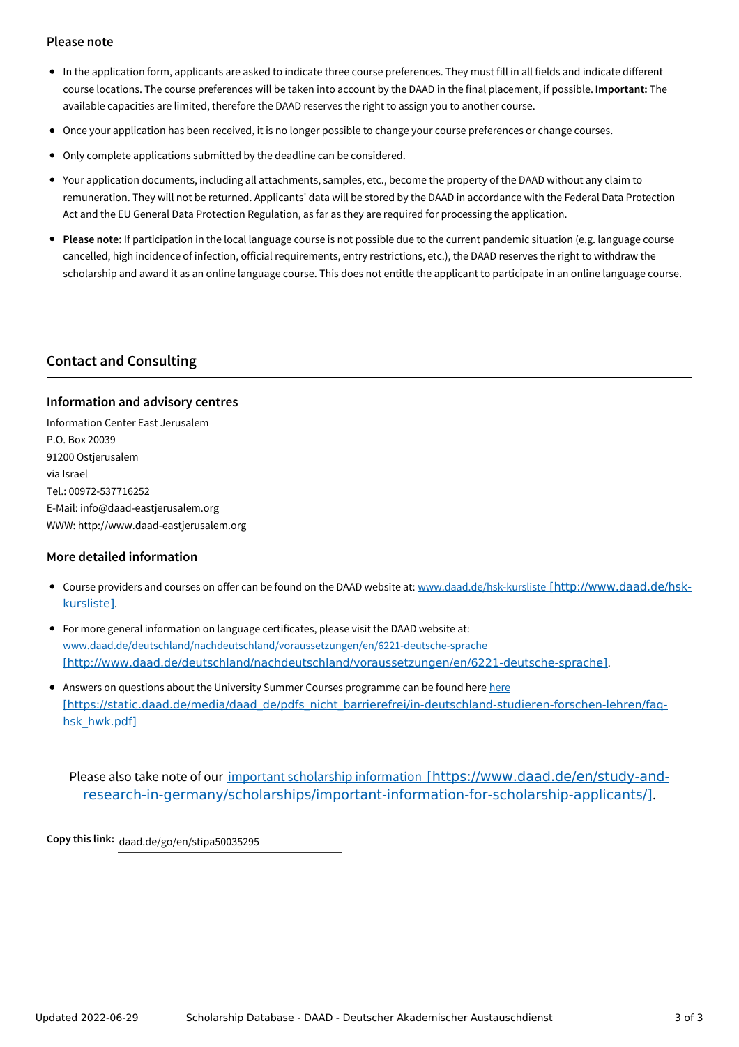### Please note

- In the application form, applicants are asked to indicate three course preferences. They must fill in all fields and indicate different course locations. The course preferences will be taken into account by the DAAD in the final placement, if possible. **Important:** The available capacities are limited, therefore the DAAD reserves the right to assign you to another course.
- Once your application has been received, it is no longer possible to change your course preferences or change courses.
- Only complete applications submitted by the deadline can be considered.
- Your application documents, including all attachments, samples, etc., become the property of the DAAD without any claim to remuneration. They will not be returned. Applicants' data will be stored by the DAAD in accordance with the Federal Data Protection Act and the EU General Data Protection Regulation, as far as they are required for processing the application.
- **Please note:** If participation in the local language course is not possible due to the current pandemic situation (e.g. language course cancelled, high incidence of infection, official requirements, entry restrictions, etc.), the DAAD reserves the right to withdraw the scholarship and award it as an online language course. This does not entitle the applicant to participate in an online language course.

## Contact and Consulting

### Information and advisory centres

Information Center East Jerusalem
P.O. Box 20039
91200 Ostjerusalem
via Israel
Tel.: 00972-537716252
E-Mail: info@daad-eastjerusalem.org
WWW: http://www.daad-eastjerusalem.org

### More detailed information

- Course providers and courses on offer can be found on the DAAD website at: www.daad.de/hsk-kursliste [http://www.daad.de/hsk-kursliste].
- For more general information on language certificates, please visit the DAAD website at: www.daad.de/deutschland/nachdeutschland/voraussetzungen/en/6221-deutsche-sprache [http://www.daad.de/deutschland/nachdeutschland/voraussetzungen/en/6221-deutsche-sprache].
- Answers on questions about the University Summer Courses programme can be found here here [https://static.daad.de/media/daad_de/pdfs_nicht_barrierefrei/in-deutschland-studieren-forschen-lehren/faq-hsk_hwk.pdf]

Please also take note of our important scholarship information [https://www.daad.de/en/study-and-research-in-germany/scholarships/important-information-for-scholarship-applicants/].

**Copy this link:** daad.de/go/en/stipa50035295